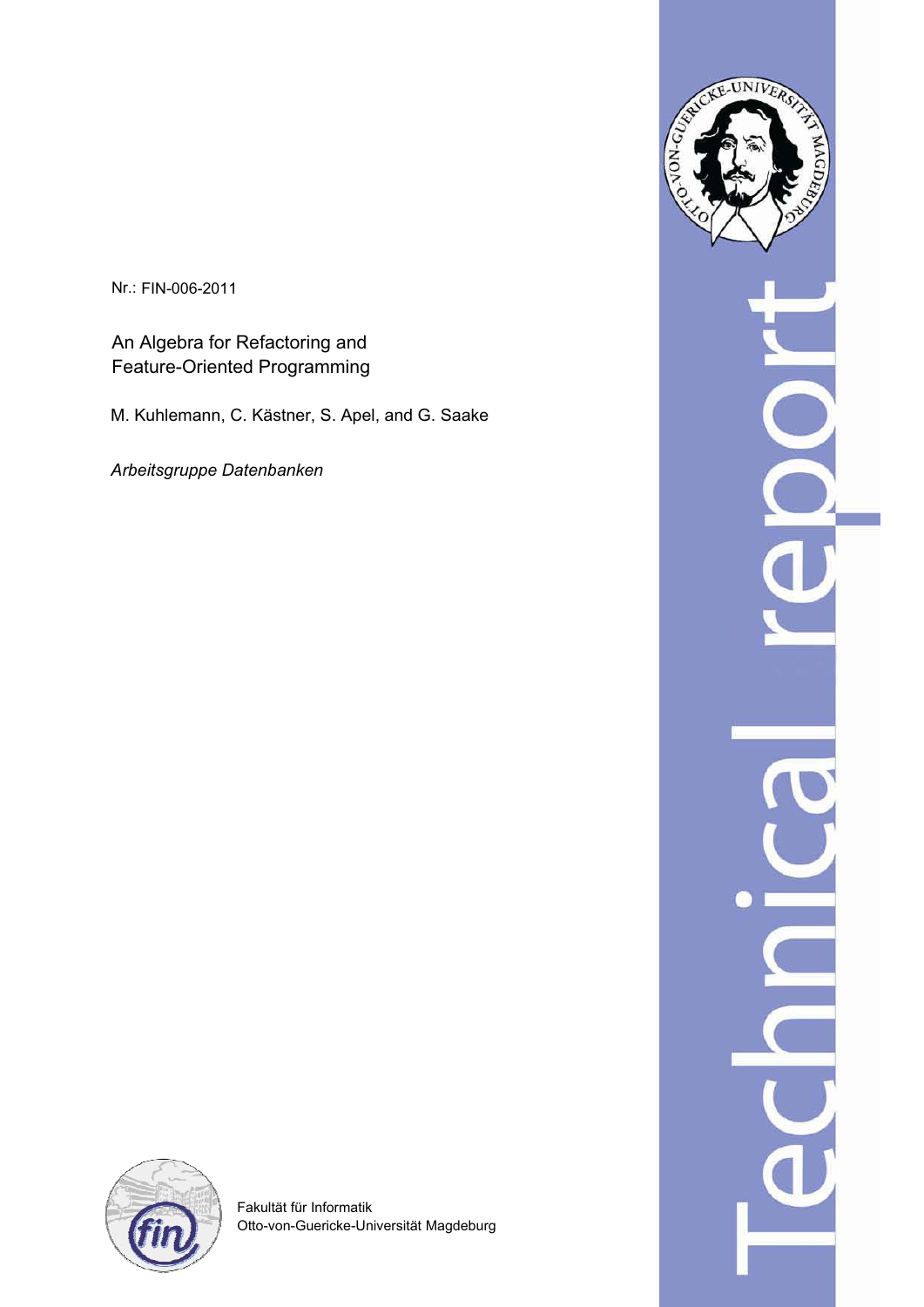Nr.: FIN-006-2011

# An Algebra for Refactoring and Feature-Oriented Programming

M. Kuhlemann, C. Kästner, S. Apel, and G. Saake

*Arbeitsgruppe Datenbanken*

Fakultät für Informatik
Otto-von-Guericke-Universität Magdeburg

Technical report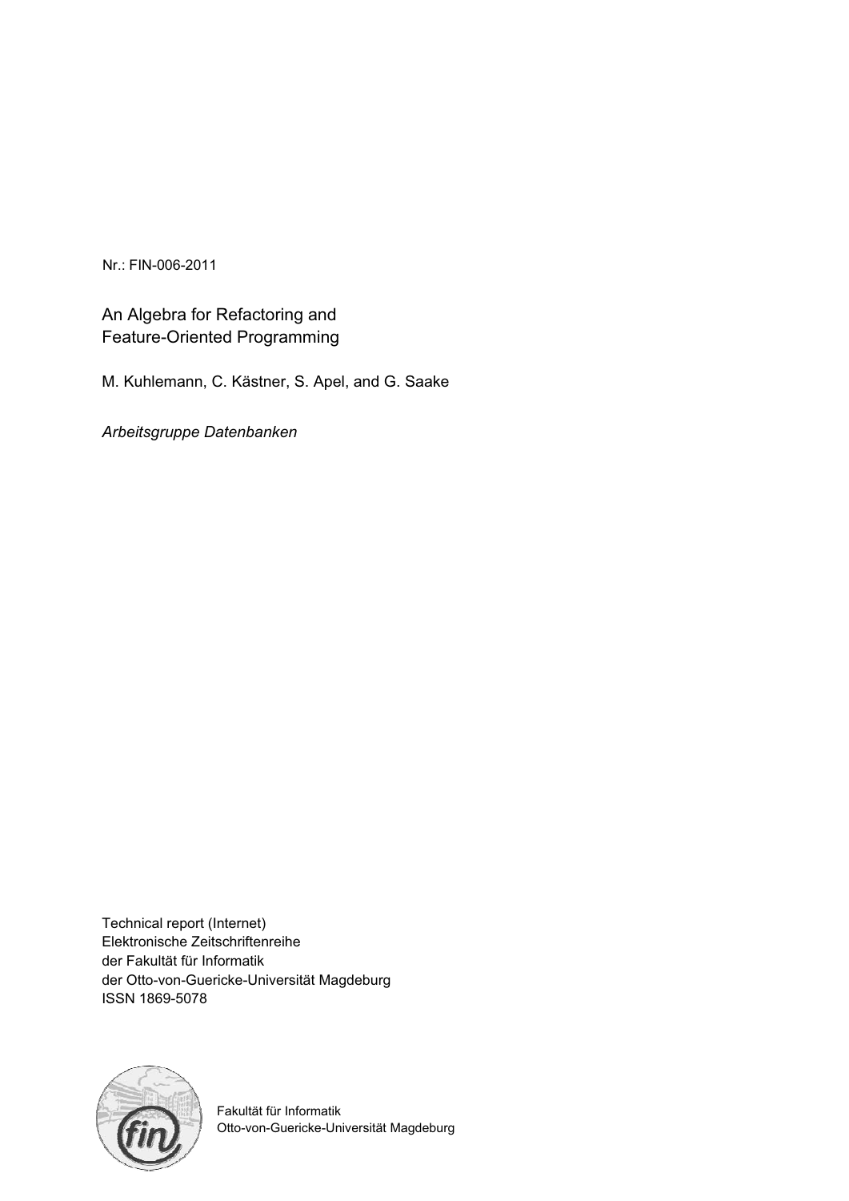Nr.: FIN-006-2011

# An Algebra for Refactoring and Feature-Oriented Programming

M. Kuhlemann, C. Kästner, S. Apel, and G. Saake

*Arbeitsgruppe Datenbanken*

Technical report (Internet)
Elektronische Zeitschriftenreihe
der Fakultät für Informatik
der Otto-von-Guericke-Universität Magdeburg
ISSN 1869-5078

Fakultät für Informatik
Otto-von-Guericke-Universität Magdeburg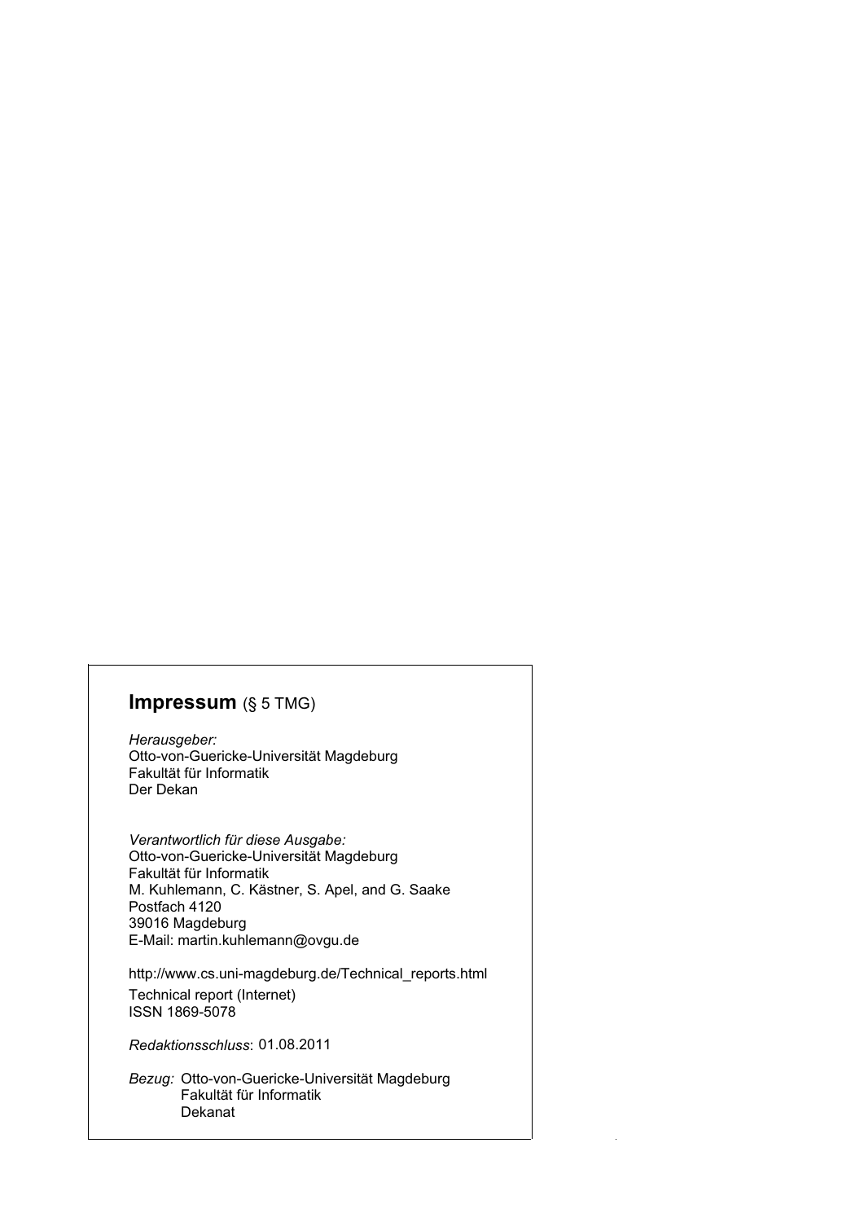## **Impressum** (§ 5 TMG)

*Herausgeber:*
Otto-von-Guericke-Universität Magdeburg
Fakultät für Informatik
Der Dekan

*Verantwortlich für diese Ausgabe:*
Otto-von-Guericke-Universität Magdeburg
Fakultät für Informatik
M. Kuhlemann, C. Kästner, S. Apel, and G. Saake
Postfach 4120
39016 Magdeburg
E-Mail: martin.kuhlemann@ovgu.de

http://www.cs.uni-magdeburg.de/Technical_reports.html
Technical report (Internet)
ISSN 1869-5078

*Redaktionsschluss*: 01.08.2011

*Bezug:* Otto-von-Guericke-Universität Magdeburg
Fakultät für Informatik
Dekanat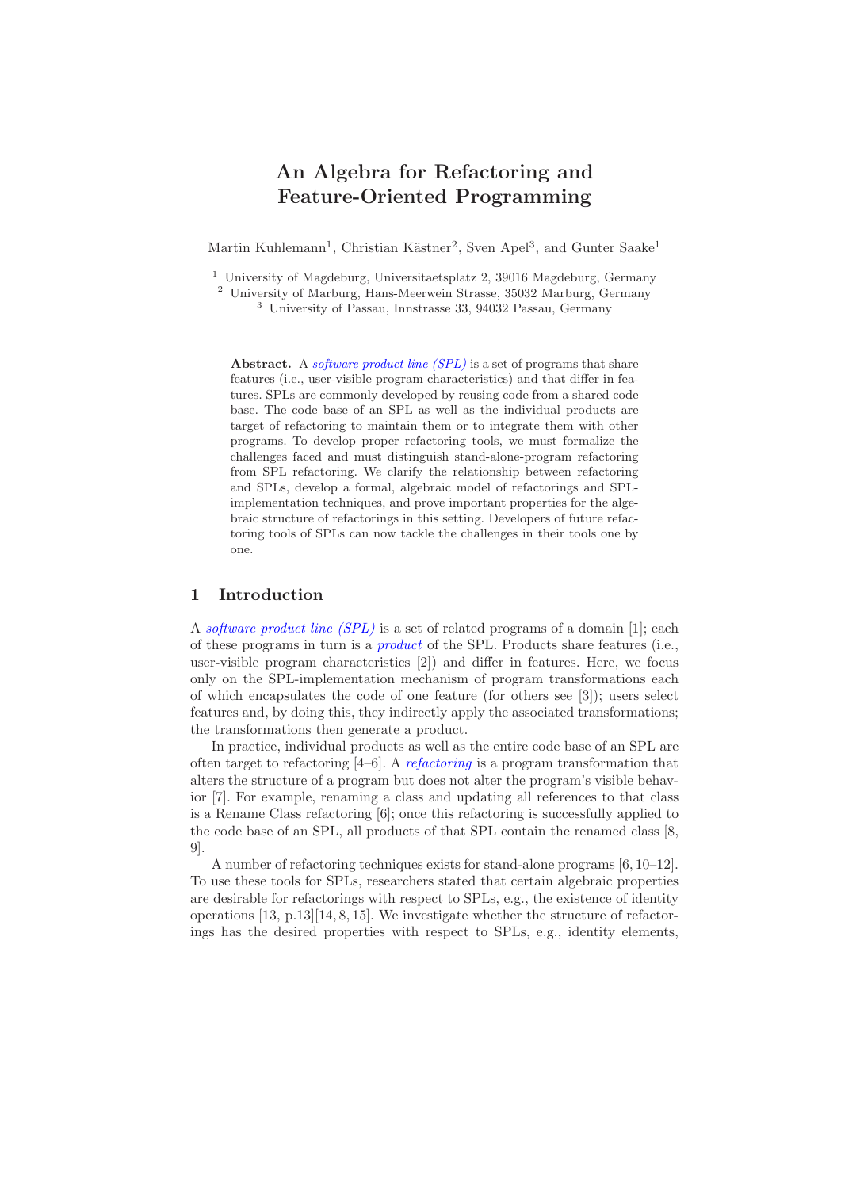# An Algebra for Refactoring and Feature-Oriented Programming

Martin Kuhlemann[1], Christian Kästner[2], Sven Apel[3], and Gunter Saake[1]

[1] University of Magdeburg, Universitaetsplatz 2, 39016 Magdeburg, Germany
[2] University of Marburg, Hans-Meerwein Strasse, 35032 Marburg, Germany
[3] University of Passau, Innstrasse 33, 94032 Passau, Germany

**Abstract.** A *software product line (SPL)* is a set of programs that share features (i.e., user-visible program characteristics) and that differ in features. SPLs are commonly developed by reusing code from a shared code base. The code base of an SPL as well as the individual products are target of refactoring to maintain them or to integrate them with other programs. To develop proper refactoring tools, we must formalize the challenges faced and must distinguish stand-alone-program refactoring from SPL refactoring. We clarify the relationship between refactoring and SPLs, develop a formal, algebraic model of refactorings and SPL-implementation techniques, and prove important properties for the algebraic structure of refactorings in this setting. Developers of future refactoring tools of SPLs can now tackle the challenges in their tools one by one.

## 1 Introduction

A *software product line (SPL)* is a set of related programs of a domain [1]; each of these programs in turn is a *product* of the SPL. Products share features (i.e., user-visible program characteristics [2]) and differ in features. Here, we focus only on the SPL-implementation mechanism of program transformations each of which encapsulates the code of one feature (for others see [3]); users select features and, by doing this, they indirectly apply the associated transformations; the transformations then generate a product.

In practice, individual products as well as the entire code base of an SPL are often target to refactoring [4–6]. A *refactoring* is a program transformation that alters the structure of a program but does not alter the program's visible behavior [7]. For example, renaming a class and updating all references to that class is a Rename Class refactoring [6]; once this refactoring is successfully applied to the code base of an SPL, all products of that SPL contain the renamed class [8, 9].

A number of refactoring techniques exists for stand-alone programs [6, 10–12]. To use these tools for SPLs, researchers stated that certain algebraic properties are desirable for refactorings with respect to SPLs, e.g., the existence of identity operations [13, p.13][14, 8, 15]. We investigate whether the structure of refactorings has the desired properties with respect to SPLs, e.g., identity elements,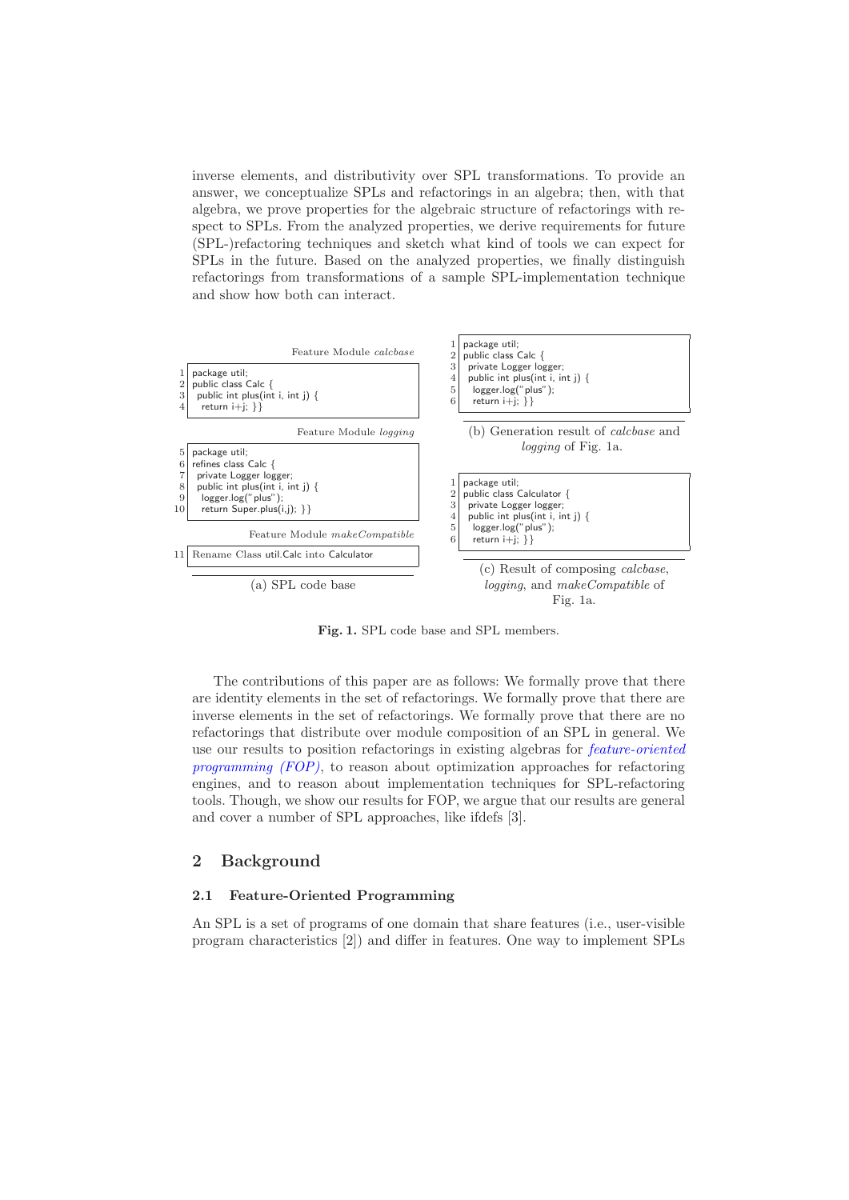inverse elements, and distributivity over SPL transformations. To provide an answer, we conceptualize SPLs and refactorings in an algebra; then, with that algebra, we prove properties for the algebraic structure of refactorings with respect to SPLs. From the analyzed properties, we derive requirements for future (SPL-)refactoring techniques and sketch what kind of tools we can expect for SPLs in the future. Based on the analyzed properties, we finally distinguish refactorings from transformations of a sample SPL-implementation technique and show how both can interact.

Feature Module *calcbase*

```
1 package util;
2 public class Calc {
3   public int plus(int i, int j) {
4     return i+j; }}
```

Feature Module *logging*

```
5  package util;
6  refines class Calc {
7    private Logger logger;
8    public int plus(int i, int j) {
9      logger.log("plus");
10     return Super.plus(i,j); }}
```

Feature Module *makeCompatible*

```
11 Rename Class util.Calc into Calculator
```

(a) SPL code base

```
1 package util;
2 public class Calc {
3   private Logger logger;
4   public int plus(int i, int j) {
5     logger.log("plus");
6     return i+j; }}
```

(b) Generation result of *calcbase* and *logging* of Fig. 1a.

```
1 package util;
2 public class Calculator {
3   private Logger logger;
4   public int plus(int i, int j) {
5     logger.log("plus");
6     return i+j; }}
```

(c) Result of composing *calcbase*, *logging*, and *makeCompatible* of Fig. 1a.

**Fig. 1.** SPL code base and SPL members.

The contributions of this paper are as follows: We formally prove that there are identity elements in the set of refactorings. We formally prove that there are inverse elements in the set of refactorings. We formally prove that there are no refactorings that distribute over module composition of an SPL in general. We use our results to position refactorings in existing algebras for *feature-oriented programming (FOP)*, to reason about optimization approaches for refactoring engines, and to reason about implementation techniques for SPL-refactoring tools. Though, we show our results for FOP, we argue that our results are general and cover a number of SPL approaches, like ifdefs [3].

## 2 Background

### 2.1 Feature-Oriented Programming

An SPL is a set of programs of one domain that share features (i.e., user-visible program characteristics [2]) and differ in features. One way to implement SPLs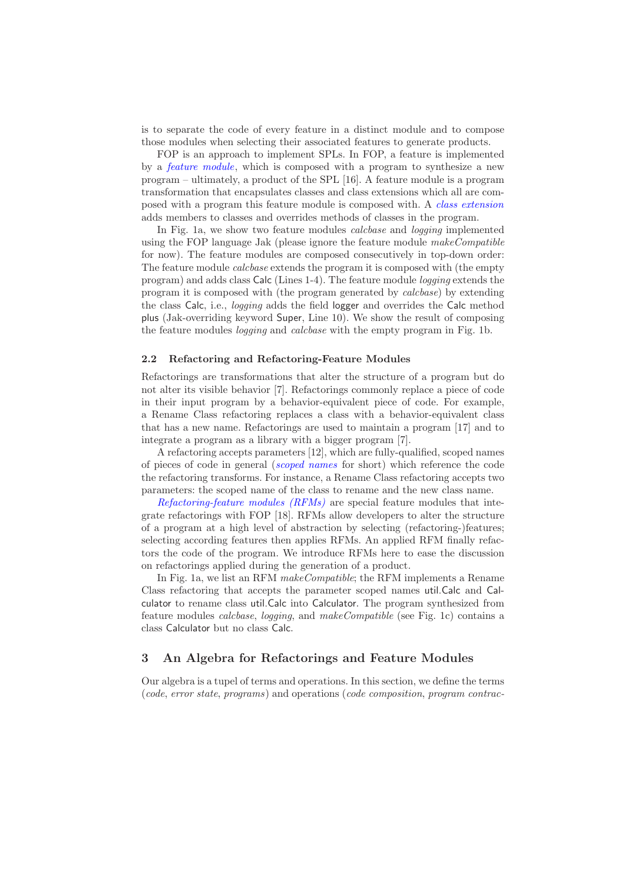is to separate the code of every feature in a distinct module and to compose those modules when selecting their associated features to generate products.

FOP is an approach to implement SPLs. In FOP, a feature is implemented by a *feature module*, which is composed with a program to synthesize a new program – ultimately, a product of the SPL [16]. A feature module is a program transformation that encapsulates classes and class extensions which all are composed with a program this feature module is composed with. A *class extension* adds members to classes and overrides methods of classes in the program.

In Fig. 1a, we show two feature modules *calcbase* and *logging* implemented using the FOP language Jak (please ignore the feature module *makeCompatible* for now). The feature modules are composed consecutively in top-down order: The feature module *calcbase* extends the program it is composed with (the empty program) and adds class Calc (Lines 1-4). The feature module *logging* extends the program it is composed with (the program generated by *calcbase*) by extending the class Calc, i.e., *logging* adds the field logger and overrides the Calc method plus (Jak-overriding keyword Super, Line 10). We show the result of composing the feature modules *logging* and *calcbase* with the empty program in Fig. 1b.

### 2.2 Refactoring and Refactoring-Feature Modules

Refactorings are transformations that alter the structure of a program but do not alter its visible behavior [7]. Refactorings commonly replace a piece of code in their input program by a behavior-equivalent piece of code. For example, a Rename Class refactoring replaces a class with a behavior-equivalent class that has a new name. Refactorings are used to maintain a program [17] and to integrate a program as a library with a bigger program [7].

A refactoring accepts parameters [12], which are fully-qualified, scoped names of pieces of code in general (*scoped names* for short) which reference the code the refactoring transforms. For instance, a Rename Class refactoring accepts two parameters: the scoped name of the class to rename and the new class name.

*Refactoring-feature modules (RFMs)* are special feature modules that integrate refactorings with FOP [18]. RFMs allow developers to alter the structure of a program at a high level of abstraction by selecting (refactoring-)features; selecting according features then applies RFMs. An applied RFM finally refactors the code of the program. We introduce RFMs here to ease the discussion on refactorings applied during the generation of a product.

In Fig. 1a, we list an RFM *makeCompatible*; the RFM implements a Rename Class refactoring that accepts the parameter scoped names util.Calc and Calculator to rename class util.Calc into Calculator. The program synthesized from feature modules *calcbase*, *logging*, and *makeCompatible* (see Fig. 1c) contains a class Calculator but no class Calc.

## 3 An Algebra for Refactorings and Feature Modules

Our algebra is a tupel of terms and operations. In this section, we define the terms (*code*, *error state*, *programs*) and operations (*code composition*, *program contrac-*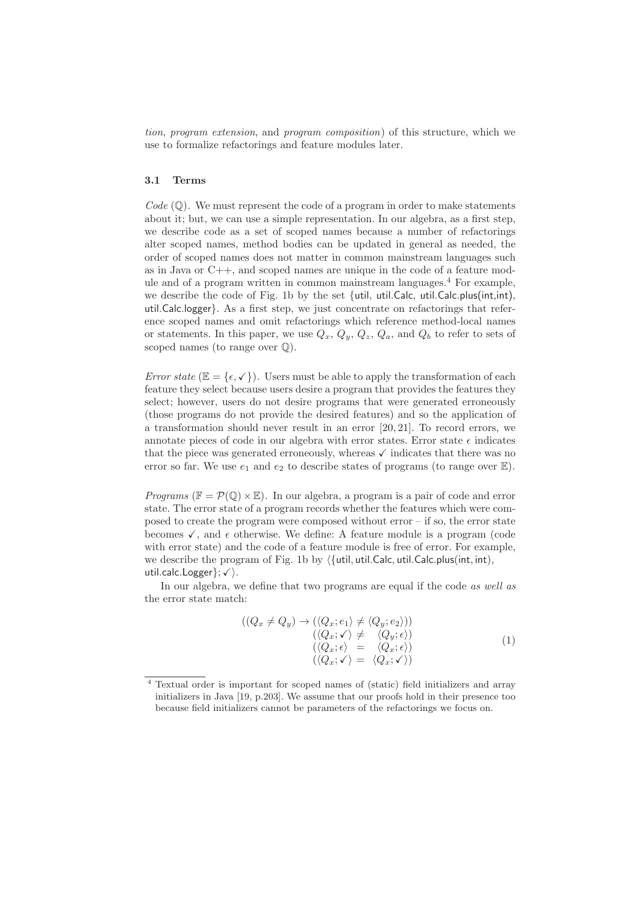*tion*, *program extension*, and *program composition*) of this structure, which we use to formalize refactorings and feature modules later.

### 3.1 Terms

*Code* ($\mathbb{Q}$). We must represent the code of a program in order to make statements about it; but, we can use a simple representation. In our algebra, as a first step, we describe code as a set of scoped names because a number of refactorings alter scoped names, method bodies can be updated in general as needed, the order of scoped names does not matter in common mainstream languages such as in Java or C++, and scoped names are unique in the code of a feature module and of a program written in common mainstream languages.[4] For example, we describe the code of Fig. 1b by the set {util, util.Calc, util.Calc.plus(int,int), util.Calc.logger}. As a first step, we just concentrate on refactorings that reference scoped names and omit refactorings which reference method-local names or statements. In this paper, we use $Q_x$, $Q_y$, $Q_z$, $Q_a$, and $Q_b$ to refer to sets of scoped names (to range over $\mathbb{Q}$).

*Error state* ($\mathbb{E} = \{\epsilon, \checkmark\}$). Users must be able to apply the transformation of each feature they select because users desire a program that provides the features they select; however, users do not desire programs that were generated erroneously (those programs do not provide the desired features) and so the application of a transformation should never result in an error [20, 21]. To record errors, we annotate pieces of code in our algebra with error states. Error state $\epsilon$ indicates that the piece was generated erroneously, whereas $\checkmark$ indicates that there was no error so far. We use $e_1$ and $e_2$ to describe states of programs (to range over $\mathbb{E}$).

*Programs* ($\mathbb{F} = \mathcal{P}(\mathbb{Q}) \times \mathbb{E}$). In our algebra, a program is a pair of code and error state. The error state of a program records whether the features which were composed to create the program were composed without error – if so, the error state becomes $\checkmark$, and $\epsilon$ otherwise. We define: A feature module is a program (code with error state) and the code of a feature module is free of error. For example, we describe the program of Fig. 1b by $\langle$\{util, util.Calc, util.Calc.plus(int, int), util.calc.Logger\}; $\checkmark\rangle$.

In our algebra, we define that two programs are equal if the code *as well as* the error state match:

$$
\begin{array}{rcl}
((Q_x \neq Q_y) \rightarrow (\langle Q_x; e_1\rangle & \neq & \langle Q_y; e_2\rangle)) \\
(\langle Q_x; \checkmark\rangle & \neq & \langle Q_y; \epsilon\rangle) \\
(\langle Q_x; \epsilon\rangle & = & \langle Q_x; \epsilon\rangle) \\
(\langle Q_x; \checkmark\rangle & = & \langle Q_x; \checkmark\rangle)
\end{array}
\tag{1}
$$

[4] Textual order is important for scoped names of (static) field initializers and array initializers in Java [19, p.203]. We assume that our proofs hold in their presence too because field initializers cannot be parameters of the refactorings we focus on.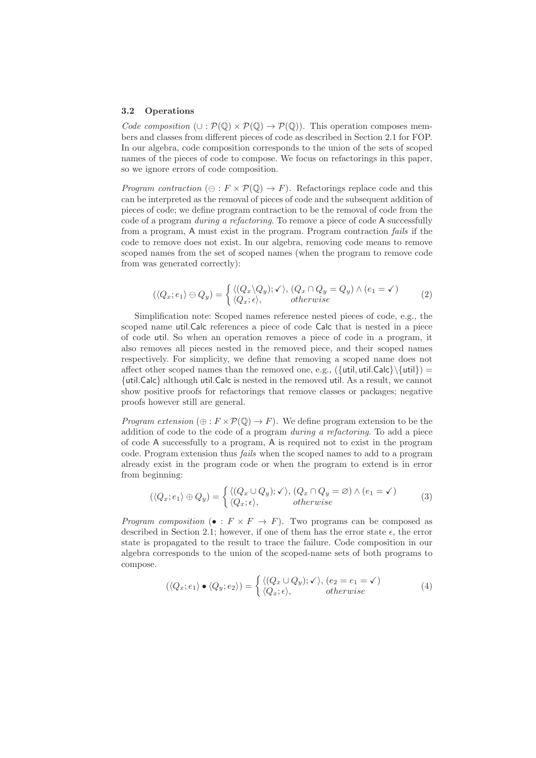### 3.2 Operations

*Code composition* ($\cup : \mathcal{P}(\mathbb{Q}) \times \mathcal{P}(\mathbb{Q}) \rightarrow \mathcal{P}(\mathbb{Q})$). This operation composes members and classes from different pieces of code as described in Section 2.1 for FOP. In our algebra, code composition corresponds to the union of the sets of scoped names of the pieces of code to compose. We focus on refactorings in this paper, so we ignore errors of code composition.

*Program contraction* ($\ominus : F \times \mathcal{P}(\mathbb{Q}) \rightarrow F$). Refactorings replace code and this can be interpreted as the removal of pieces of code and the subsequent addition of pieces of code; we define program contraction to be the removal of code from the code of a program *during a refactoring*. To remove a piece of code A successfully from a program, A must exist in the program. Program contraction *fails* if the code to remove does not exist. In our algebra, removing code means to remove scoped names from the set of scoped names (when the program to remove code from was generated correctly):

$$(\langle Q_x; e_1 \rangle \ominus Q_y) = \begin{cases} \langle (Q_x \backslash Q_y); \checkmark \rangle, & (Q_x \cap Q_y = Q_y) \wedge (e_1 = \checkmark) \\ \langle Q_x; \epsilon \rangle, & otherwise \end{cases} \tag{2}$$

Simplification note: Scoped names reference nested pieces of code, e.g., the scoped name util.Calc references a piece of code Calc that is nested in a piece of code util. So when an operation removes a piece of code in a program, it also removes all pieces nested in the removed piece, and their scoped names respectively. For simplicity, we define that removing a scoped name does not affect other scoped names than the removed one, e.g., $(\{\text{util}, \text{util.Calc}\} \backslash \{\text{util}\}) = \{\text{util.Calc}\}$ although util.Calc is nested in the removed util. As a result, we cannot show positive proofs for refactorings that remove classes or packages; negative proofs however still are general.

*Program extension* ($\oplus : F \times \mathcal{P}(\mathbb{Q}) \rightarrow F$). We define program extension to be the addition of code to the code of a program *during a refactoring*. To add a piece of code A successfully to a program, A is required not to exist in the program code. Program extension thus *fails* when the scoped names to add to a program already exist in the program code or when the program to extend is in error from beginning:

$$(\langle Q_x; e_1 \rangle \oplus Q_y) = \begin{cases} \langle (Q_x \cup Q_y); \checkmark \rangle, & (Q_x \cap Q_y = \varnothing) \wedge (e_1 = \checkmark) \\ \langle Q_x; \epsilon \rangle, & otherwise \end{cases} \tag{3}$$

*Program composition* ($\bullet : F \times F \rightarrow F$). Two programs can be composed as described in Section 2.1; however, if one of them has the error state $\epsilon$, the error state is propagated to the result to trace the failure. Code composition in our algebra corresponds to the union of the scoped-name sets of both programs to compose.

$$(\langle Q_x; e_1 \rangle \bullet \langle Q_y; e_2 \rangle) = \begin{cases} \langle (Q_x \cup Q_y); \checkmark \rangle, & (e_2 = e_1 = \checkmark) \\ \langle Q_x; \epsilon \rangle, & otherwise \end{cases} \tag{4}$$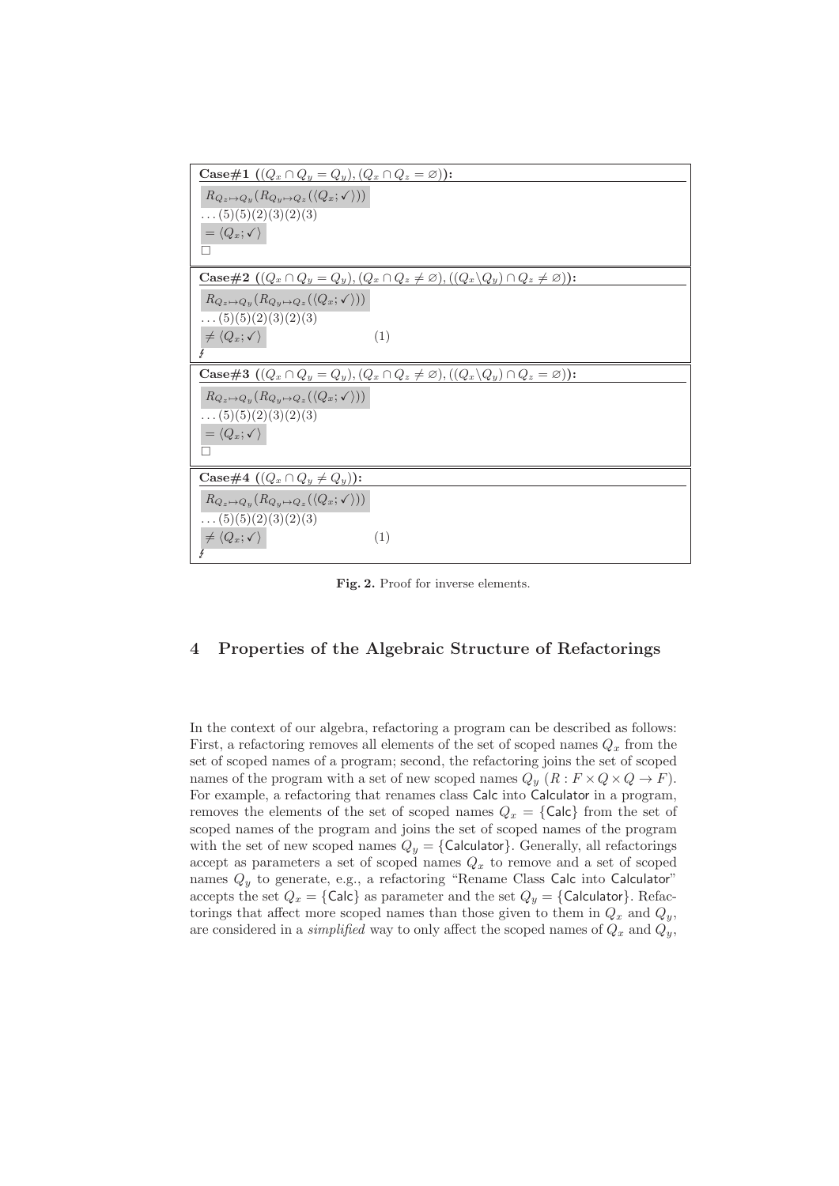**Case#1** $((Q_x \cap Q_y = Q_y), (Q_x \cap Q_z = \varnothing))$**:**

$R_{Q_z \mapsto Q_y}(R_{Q_y \mapsto Q_z}(\langle Q_x; \checkmark \rangle))$

$\ldots (5)(5)(2)(3)(2)(3)$

$= \langle Q_x; \checkmark \rangle$

$\square$

**Case#2** $((Q_x \cap Q_y = Q_y), (Q_x \cap Q_z \neq \varnothing), ((Q_x \backslash Q_y) \cap Q_z \neq \varnothing))$**:**

$R_{Q_z \mapsto Q_y}(R_{Q_y \mapsto Q_z}(\langle Q_x; \checkmark \rangle))$

$\ldots (5)(5)(2)(3)(2)(3)$

$\neq \langle Q_x; \checkmark \rangle \qquad (1)$

$\lightning$

**Case#3** $((Q_x \cap Q_y = Q_y), (Q_x \cap Q_z \neq \varnothing), ((Q_x \backslash Q_y) \cap Q_z = \varnothing))$**:**

$R_{Q_z \mapsto Q_y}(R_{Q_y \mapsto Q_z}(\langle Q_x; \checkmark \rangle))$

$\ldots (5)(5)(2)(3)(2)(3)$

$= \langle Q_x; \checkmark \rangle$

$\square$

**Case#4** $((Q_x \cap Q_y \neq Q_y))$**:**

$R_{Q_z \mapsto Q_y}(R_{Q_y \mapsto Q_z}(\langle Q_x; \checkmark \rangle))$

$\ldots (5)(5)(2)(3)(2)(3)$

$\neq \langle Q_x; \checkmark \rangle \qquad (1)$

$\lightning$

**Fig. 2.** Proof for inverse elements.

## 4 Properties of the Algebraic Structure of Refactorings

In the context of our algebra, refactoring a program can be described as follows: First, a refactoring removes all elements of the set of scoped names $Q_x$ from the set of scoped names of a program; second, the refactoring joins the set of scoped names of the program with a set of new scoped names $Q_y$ ($R : F \times Q \times Q \to F$). For example, a refactoring that renames class Calc into Calculator in a program, removes the elements of the set of scoped names $Q_x = \{\text{Calc}\}$ from the set of scoped names of the program and joins the set of scoped names of the program with the set of new scoped names $Q_y = \{\text{Calculator}\}$. Generally, all refactorings accept as parameters a set of scoped names $Q_x$ to remove and a set of scoped names $Q_y$ to generate, e.g., a refactoring "Rename Class Calc into Calculator" accepts the set $Q_x = \{\text{Calc}\}$ as parameter and the set $Q_y = \{\text{Calculator}\}$. Refactorings that affect more scoped names than those given to them in $Q_x$ and $Q_y$, are considered in a *simplified* way to only affect the scoped names of $Q_x$ and $Q_y$,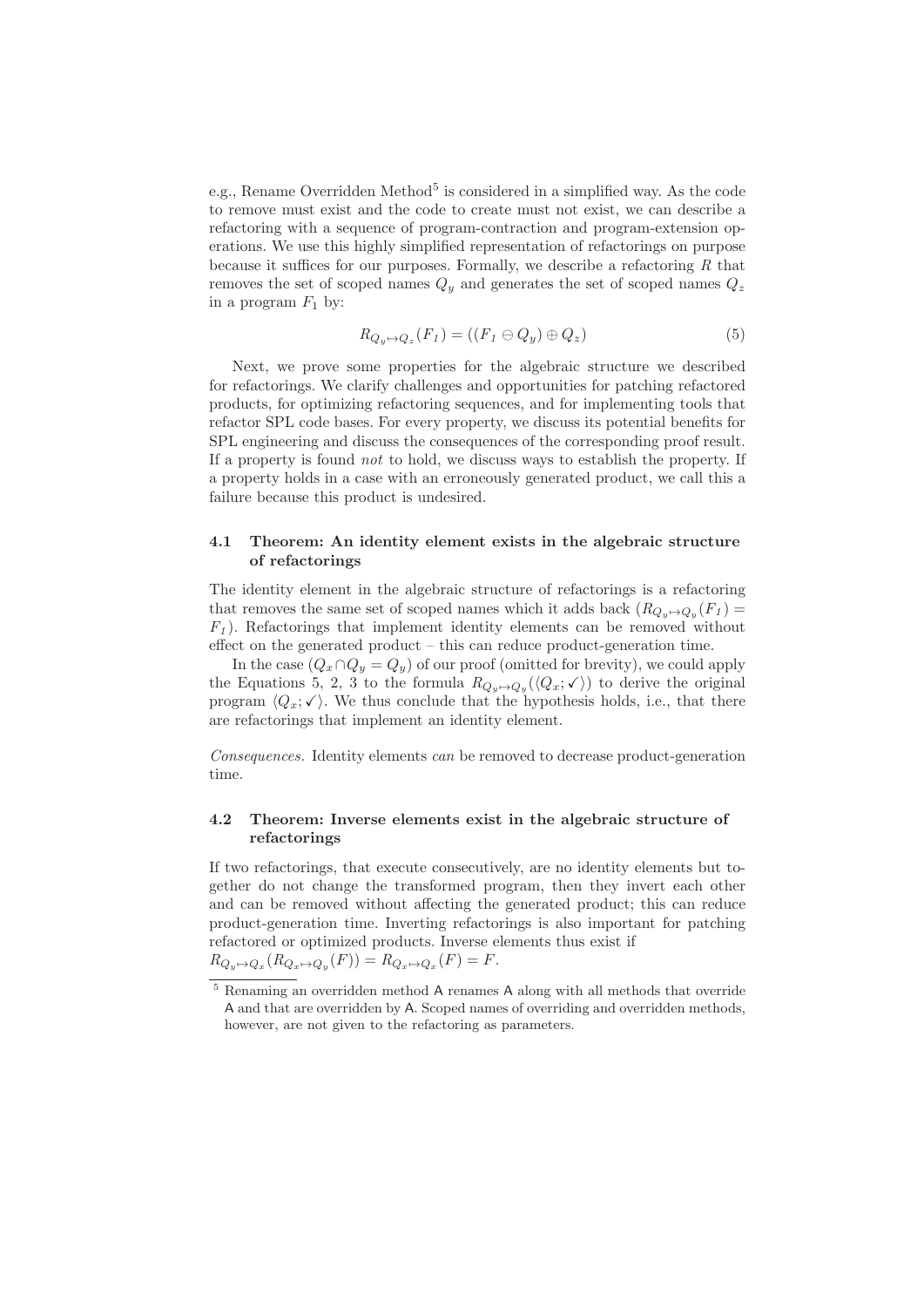e.g., Rename Overridden Method[5] is considered in a simplified way. As the code to remove must exist and the code to create must not exist, we can describe a refactoring with a sequence of program-contraction and program-extension operations. We use this highly simplified representation of refactorings on purpose because it suffices for our purposes. Formally, we describe a refactoring $R$ that removes the set of scoped names $Q_y$ and generates the set of scoped names $Q_z$ in a program $F_1$ by:

$$R_{Q_y \mapsto Q_z}(F_1) = ((F_1 \ominus Q_y) \oplus Q_z) \tag{5}$$

Next, we prove some properties for the algebraic structure we described for refactorings. We clarify challenges and opportunities for patching refactored products, for optimizing refactoring sequences, and for implementing tools that refactor SPL code bases. For every property, we discuss its potential benefits for SPL engineering and discuss the consequences of the corresponding proof result. If a property is found *not* to hold, we discuss ways to establish the property. If a property holds in a case with an erroneously generated product, we call this a failure because this product is undesired.

### 4.1 Theorem: An identity element exists in the algebraic structure of refactorings

The identity element in the algebraic structure of refactorings is a refactoring that removes the same set of scoped names which it adds back ($R_{Q_y \mapsto Q_y}(F_1) = F_1$). Refactorings that implement identity elements can be removed without effect on the generated product – this can reduce product-generation time.

In the case ($Q_x \cap Q_y = Q_y$) of our proof (omitted for brevity), we could apply the Equations 5, 2, 3 to the formula $R_{Q_y \mapsto Q_y}(\langle Q_x; \checkmark \rangle)$ to derive the original program $\langle Q_x; \checkmark \rangle$. We thus conclude that the hypothesis holds, i.e., that there are refactorings that implement an identity element.

*Consequences.* Identity elements *can* be removed to decrease product-generation time.

### 4.2 Theorem: Inverse elements exist in the algebraic structure of refactorings

If two refactorings, that execute consecutively, are no identity elements but together do not change the transformed program, then they invert each other and can be removed without affecting the generated product; this can reduce product-generation time. Inverting refactorings is also important for patching refactored or optimized products. Inverse elements thus exist if $R_{Q_y \mapsto Q_x}(R_{Q_x \mapsto Q_y}(F)) = R_{Q_x \mapsto Q_x}(F) = F$.

[5] Renaming an overridden method A renames A along with all methods that override A and that are overridden by A. Scoped names of overriding and overridden methods, however, are not given to the refactoring as parameters.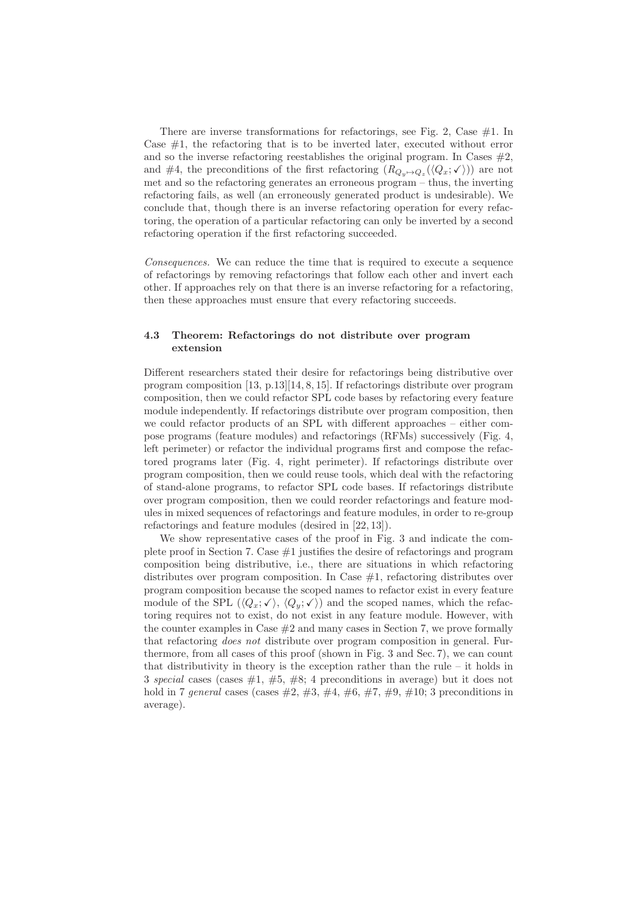There are inverse transformations for refactorings, see Fig. 2, Case #1. In Case #1, the refactoring that is to be inverted later, executed without error and so the inverse refactoring reestablishes the original program. In Cases #2, and #4, the preconditions of the first refactoring ($R_{Q_y \mapsto Q_z}(\langle Q_x; \checkmark \rangle)$) are not met and so the refactoring generates an erroneous program – thus, the inverting refactoring fails, as well (an erroneously generated product is undesirable). We conclude that, though there is an inverse refactoring operation for every refactoring, the operation of a particular refactoring can only be inverted by a second refactoring operation if the first refactoring succeeded.

*Consequences.* We can reduce the time that is required to execute a sequence of refactorings by removing refactorings that follow each other and invert each other. If approaches rely on that there is an inverse refactoring for a refactoring, then these approaches must ensure that every refactoring succeeds.

### 4.3 Theorem: Refactorings do not distribute over program extension

Different researchers stated their desire for refactorings being distributive over program composition [13, p.13][14, 8, 15]. If refactorings distribute over program composition, then we could refactor SPL code bases by refactoring every feature module independently. If refactorings distribute over program composition, then we could refactor products of an SPL with different approaches – either compose programs (feature modules) and refactorings (RFMs) successively (Fig. 4, left perimeter) or refactor the individual programs first and compose the refactored programs later (Fig. 4, right perimeter). If refactorings distribute over program composition, then we could reuse tools, which deal with the refactoring of stand-alone programs, to refactor SPL code bases. If refactorings distribute over program composition, then we could reorder refactorings and feature modules in mixed sequences of refactorings and feature modules, in order to re-group refactorings and feature modules (desired in [22, 13]).

We show representative cases of the proof in Fig. 3 and indicate the complete proof in Section 7. Case #1 justifies the desire of refactorings and program composition being distributive, i.e., there are situations in which refactoring distributes over program composition. In Case #1, refactoring distributes over program composition because the scoped names to refactor exist in every feature module of the SPL ($\langle Q_x; \checkmark \rangle$, $\langle Q_y; \checkmark \rangle$) and the scoped names, which the refactoring requires not to exist, do not exist in any feature module. However, with the counter examples in Case #2 and many cases in Section 7, we prove formally that refactoring *does not* distribute over program composition in general. Furthermore, from all cases of this proof (shown in Fig. 3 and Sec. 7), we can count that distributivity in theory is the exception rather than the rule – it holds in 3 *special* cases (cases #1, #5, #8; 4 preconditions in average) but it does not hold in 7 *general* cases (cases #2, #3, #4, #6, #7, #9, #10; 3 preconditions in average).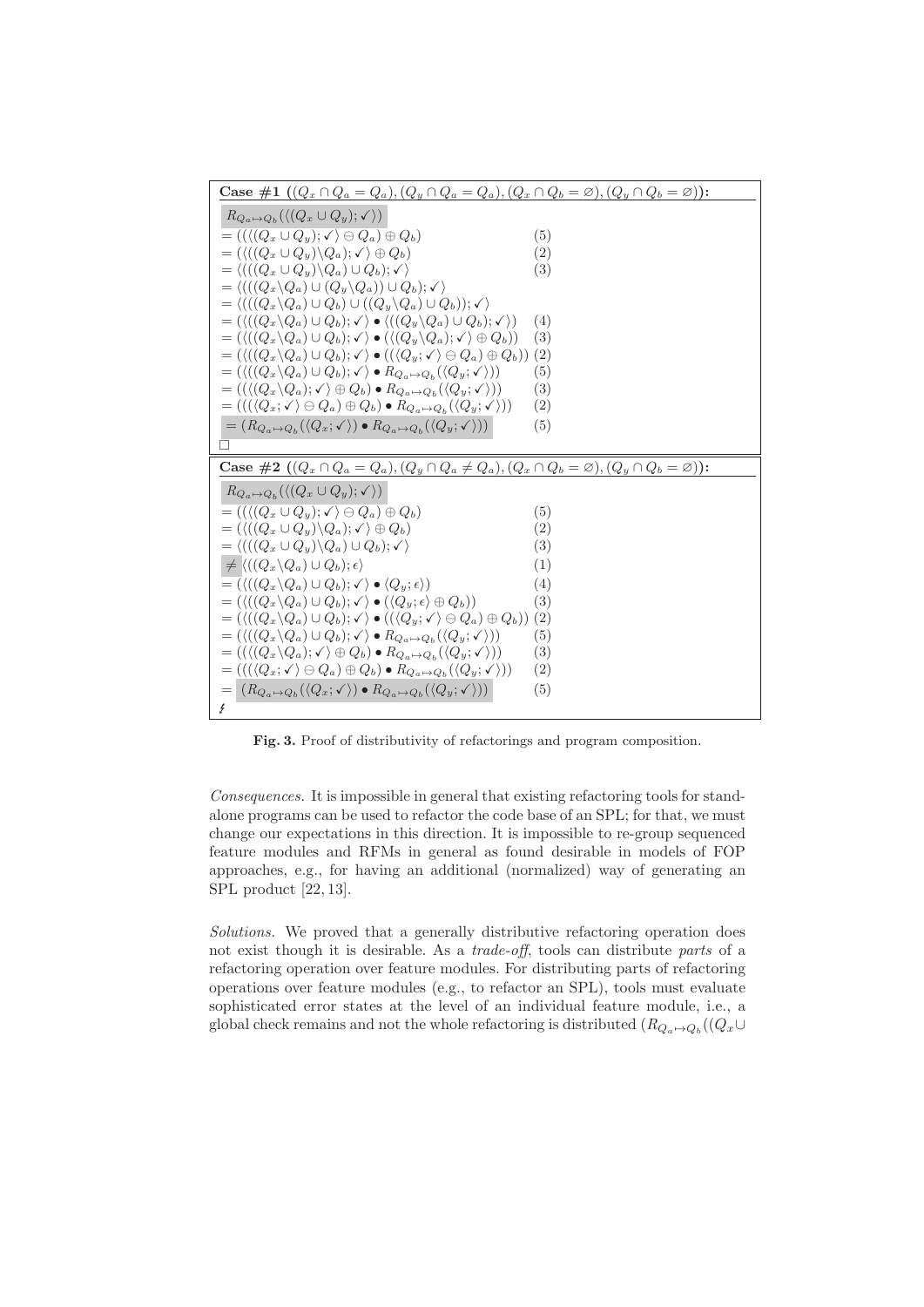**Case #1** $((Q_x \cap Q_a = Q_a), (Q_y \cap Q_a = Q_a), (Q_x \cap Q_b = \varnothing), (Q_y \cap Q_b = \varnothing))$**:**

$$
\begin{array}{ll}
R_{Q_a \mapsto Q_b}(\langle (Q_x \cup Q_y); \checkmark \rangle) & \\
= ((\langle (Q_x \cup Q_y); \checkmark \rangle \ominus Q_a) \oplus Q_b) & (5) \\
= (\langle ((Q_x \cup Q_y) \backslash Q_a); \checkmark \rangle \oplus Q_b) & (2) \\
= \langle (((Q_x \cup Q_y) \backslash Q_a) \cup Q_b); \checkmark \rangle & (3) \\
= \langle (((Q_x \backslash Q_a) \cup (Q_y \backslash Q_a)) \cup Q_b); \checkmark \rangle & \\
= \langle (((Q_x \backslash Q_a) \cup Q_b) \cup ((Q_y \backslash Q_a) \cup Q_b)); \checkmark \rangle & \\
= (\langle ((Q_x \backslash Q_a) \cup Q_b); \checkmark \rangle \bullet \langle ((Q_y \backslash Q_a) \cup Q_b); \checkmark \rangle) & (4) \\
= (\langle ((Q_x \backslash Q_a) \cup Q_b); \checkmark \rangle \bullet (\langle (Q_y \backslash Q_a); \checkmark \rangle \oplus Q_b)) & (3) \\
= (\langle ((Q_x \backslash Q_a) \cup Q_b); \checkmark \rangle \bullet ((\langle Q_y; \checkmark \rangle \ominus Q_a) \oplus Q_b)) & (2) \\
= (\langle ((Q_x \backslash Q_a) \cup Q_b); \checkmark \rangle \bullet R_{Q_a \mapsto Q_b}(\langle Q_y; \checkmark \rangle)) & (5) \\
= ((\langle (Q_x \backslash Q_a); \checkmark \rangle \oplus Q_b) \bullet R_{Q_a \mapsto Q_b}(\langle Q_y; \checkmark \rangle)) & (3) \\
= (((\langle Q_x; \checkmark \rangle \ominus Q_a) \oplus Q_b) \bullet R_{Q_a \mapsto Q_b}(\langle Q_y; \checkmark \rangle)) & (2) \\
= (R_{Q_a \mapsto Q_b}(\langle Q_x; \checkmark \rangle) \bullet R_{Q_a \mapsto Q_b}(\langle Q_y; \checkmark \rangle)) & (5)
\end{array}
$$

□

**Case #2** $((Q_x \cap Q_a = Q_a), (Q_y \cap Q_a \neq Q_a), (Q_x \cap Q_b = \varnothing), (Q_y \cap Q_b = \varnothing))$**:**

$$
\begin{array}{ll}
R_{Q_a \mapsto Q_b}(\langle (Q_x \cup Q_y); \checkmark \rangle) & \\
= ((\langle (Q_x \cup Q_y); \checkmark \rangle \ominus Q_a) \oplus Q_b) & (5) \\
= (\langle ((Q_x \cup Q_y) \backslash Q_a); \checkmark \rangle \oplus Q_b) & (2) \\
= \langle (((Q_x \cup Q_y) \backslash Q_a) \cup Q_b); \checkmark \rangle & (3) \\
\neq \langle (((Q_x \backslash Q_a) \cup Q_b); \epsilon \rangle & (1) \\
= (\langle ((Q_x \backslash Q_a) \cup Q_b); \checkmark \rangle \bullet \langle Q_y; \epsilon \rangle) & (4) \\
= (\langle ((Q_x \backslash Q_a) \cup Q_b); \checkmark \rangle \bullet (\langle Q_y; \epsilon \rangle \oplus Q_b)) & (3) \\
= (\langle ((Q_x \backslash Q_a) \cup Q_b); \checkmark \rangle \bullet ((\langle Q_y; \checkmark \rangle \ominus Q_a) \oplus Q_b)) & (2) \\
= (\langle ((Q_x \backslash Q_a) \cup Q_b); \checkmark \rangle \bullet R_{Q_a \mapsto Q_b}(\langle Q_y; \checkmark \rangle)) & (5) \\
= ((\langle (Q_x \backslash Q_a); \checkmark \rangle \oplus Q_b) \bullet R_{Q_a \mapsto Q_b}(\langle Q_y; \checkmark \rangle)) & (3) \\
= (((\langle Q_x; \checkmark \rangle \ominus Q_a) \oplus Q_b) \bullet R_{Q_a \mapsto Q_b}(\langle Q_y; \checkmark \rangle)) & (2) \\
= (R_{Q_a \mapsto Q_b}(\langle Q_x; \checkmark \rangle) \bullet R_{Q_a \mapsto Q_b}(\langle Q_y; \checkmark \rangle)) & (5)
\end{array}
$$

↯

**Fig. 3.** Proof of distributivity of refactorings and program composition.

*Consequences.* It is impossible in general that existing refactoring tools for stand-alone programs can be used to refactor the code base of an SPL; for that, we must change our expectations in this direction. It is impossible to re-group sequenced feature modules and RFMs in general as found desirable in models of FOP approaches, e.g., for having an additional (normalized) way of generating an SPL product [22, 13].

*Solutions.* We proved that a generally distributive refactoring operation does not exist though it is desirable. As a *trade-off*, tools can distribute *parts* of a refactoring operation over feature modules. For distributing parts of refactoring operations over feature modules (e.g., to refactor an SPL), tools must evaluate sophisticated error states at the level of an individual feature module, i.e., a global check remains and not the whole refactoring is distributed ($R_{Q_a \mapsto Q_b}((Q_x \cup$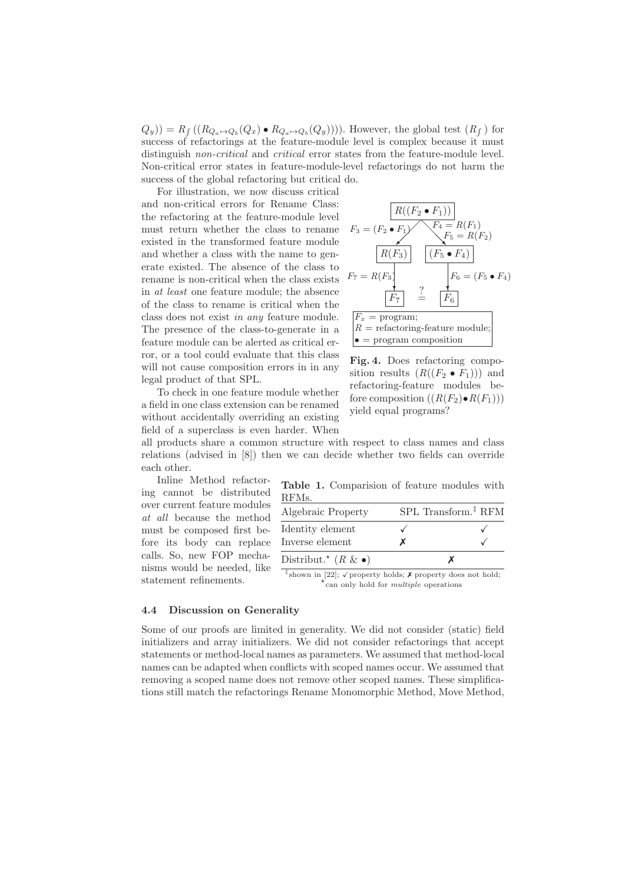$Q_y)) = R_\int ((R_{Q_a \mapsto Q_b}(Q_x) \bullet R_{Q_a \mapsto Q_b}(Q_y))))$. However, the global test ($R_\int$) for success of refactorings at the feature-module level is complex because it must distinguish *non-critical* and *critical* error states from the feature-module level. Non-critical error states in feature-module-level refactorings do not harm the success of the global refactoring but critical do.

For illustration, we now discuss critical and non-critical errors for Rename Class: the refactoring at the feature-module level must return whether the class to rename existed in the transformed feature module and whether a class with the name to generate existed. The absence of the class to rename is non-critical when the class exists in *at least* one feature module; the absence of the class to rename is critical when the class does not exist *in any* feature module. The presence of the class-to-generate in a feature module can be alerted as critical error, or a tool could evaluate that this class will not cause composition errors in in any legal product of that SPL.

$R((F_2 \bullet F_1))$

$F_3 = (F_2 \bullet F_1)$ → $R(F_3)$; $F_4 = R(F_1)$, $F_5 = R(F_2)$ → $(F_5 \bullet F_4)$

$F_7 = R(F_3)$ → $F_7$ $\stackrel{?}{=}$ $F_6$ ← $F_6 = (F_5 \bullet F_4)$

$F_x$ = program; $R$ = refactoring-feature module; $\bullet$ = program composition

**Fig. 4.** Does refactoring composition results ($R((F_2 \bullet F_1))$) and refactoring-feature modules before composition ($(R(F_2) \bullet R(F_1))$) yield equal programs?

To check in one feature module whether a field in one class extension can be renamed without accidentally overriding an existing field of a superclass is even harder. When all products share a common structure with respect to class names and class relations (advised in [8]) then we can decide whether two fields can override each other.

Inline Method refactoring cannot be distributed over current feature modules *at all* because the method must be composed first before its body can replace calls. So, new FOP mechanisms would be needed, like statement refinements.

**Table 1.** Comparision of feature modules with RFMs.

| Algebraic Property | SPL Transform.[‡] | RFM |
|---|---|---|
| Identity element | ✓ | ✓ |
| Inverse element | ✗ | ✓ |
| Distribut.[⋆] ($R$ & $\bullet$) | ✗ | |

[‡]shown in [22]; ✓ property holds; ✗ property does not hold; [⋆]can only hold for *multiple* operations

### 4.4 Discussion on Generality

Some of our proofs are limited in generality. We did not consider (static) field initializers and array initializers. We did not consider refactorings that accept statements or method-local names as parameters. We assumed that method-local names can be adapted when conflicts with scoped names occur. We assumed that removing a scoped name does not remove other scoped names. These simplifications still match the refactorings Rename Monomorphic Method, Move Method,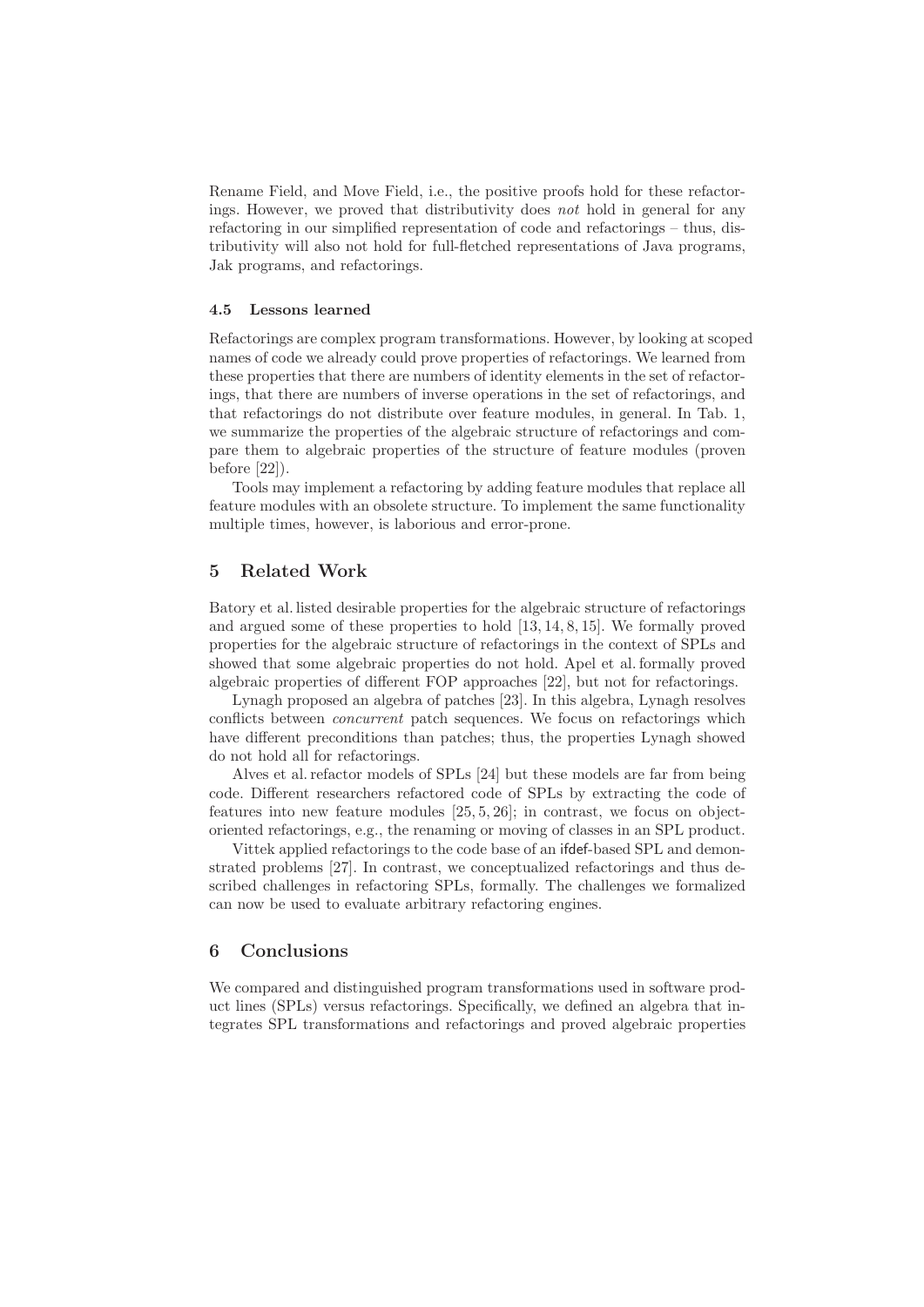Rename Field, and Move Field, i.e., the positive proofs hold for these refactorings. However, we proved that distributivity does *not* hold in general for any refactoring in our simplified representation of code and refactorings – thus, distributivity will also not hold for full-fletched representations of Java programs, Jak programs, and refactorings.

### 4.5 Lessons learned

Refactorings are complex program transformations. However, by looking at scoped names of code we already could prove properties of refactorings. We learned from these properties that there are numbers of identity elements in the set of refactorings, that there are numbers of inverse operations in the set of refactorings, and that refactorings do not distribute over feature modules, in general. In Tab. 1, we summarize the properties of the algebraic structure of refactorings and compare them to algebraic properties of the structure of feature modules (proven before [22]).

Tools may implement a refactoring by adding feature modules that replace all feature modules with an obsolete structure. To implement the same functionality multiple times, however, is laborious and error-prone.

## 5 Related Work

Batory et al. listed desirable properties for the algebraic structure of refactorings and argued some of these properties to hold [13, 14, 8, 15]. We formally proved properties for the algebraic structure of refactorings in the context of SPLs and showed that some algebraic properties do not hold. Apel et al. formally proved algebraic properties of different FOP approaches [22], but not for refactorings.

Lynagh proposed an algebra of patches [23]. In this algebra, Lynagh resolves conflicts between *concurrent* patch sequences. We focus on refactorings which have different preconditions than patches; thus, the properties Lynagh showed do not hold all for refactorings.

Alves et al. refactor models of SPLs [24] but these models are far from being code. Different researchers refactored code of SPLs by extracting the code of features into new feature modules [25, 5, 26]; in contrast, we focus on object-oriented refactorings, e.g., the renaming or moving of classes in an SPL product.

Vittek applied refactorings to the code base of an ifdef-based SPL and demonstrated problems [27]. In contrast, we conceptualized refactorings and thus described challenges in refactoring SPLs, formally. The challenges we formalized can now be used to evaluate arbitrary refactoring engines.

## 6 Conclusions

We compared and distinguished program transformations used in software product lines (SPLs) versus refactorings. Specifically, we defined an algebra that integrates SPL transformations and refactorings and proved algebraic properties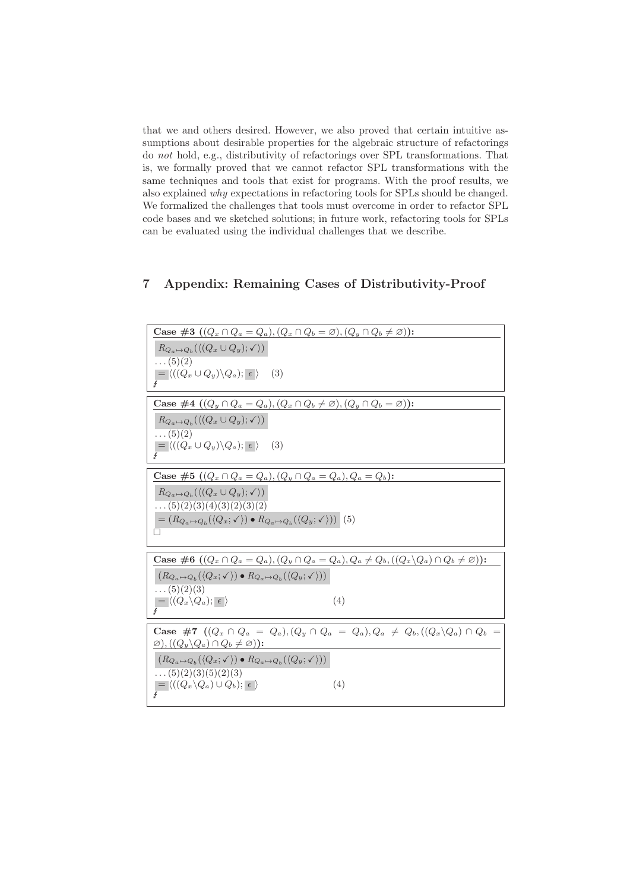that we and others desired. However, we also proved that certain intuitive assumptions about desirable properties for the algebraic structure of refactorings do *not* hold, e.g., distributivity of refactorings over SPL transformations. That is, we formally proved that we cannot refactor SPL transformations with the same techniques and tools that exist for programs. With the proof results, we also explained *why* expectations in refactoring tools for SPLs should be changed. We formalized the challenges that tools must overcome in order to refactor SPL code bases and we sketched solutions; in future work, refactoring tools for SPLs can be evaluated using the individual challenges that we describe.

## 7 Appendix: Remaining Cases of Distributivity-Proof

**Case #3 ($(Q_x \cap Q_a = Q_a), (Q_x \cap Q_b = \varnothing), (Q_y \cap Q_b \neq \varnothing)$):**

$R_{Q_a \mapsto Q_b}(\langle (Q_x \cup Q_y); \checkmark \rangle)$

$\ldots(5)(2)$

$= \langle ((Q_x \cup Q_y) \backslash Q_a); \epsilon \rangle \quad (3)$

↯

**Case #4 ($(Q_y \cap Q_a = Q_a), (Q_x \cap Q_b \neq \varnothing), (Q_y \cap Q_b = \varnothing)$):**

$R_{Q_a \mapsto Q_b}(\langle (Q_x \cup Q_y); \checkmark \rangle)$

$\ldots(5)(2)$

$= \langle ((Q_x \cup Q_y) \backslash Q_a); \epsilon \rangle \quad (3)$

↯

**Case #5 ($(Q_x \cap Q_a = Q_a), (Q_y \cap Q_a = Q_a), Q_a = Q_b$):**

$R_{Q_a \mapsto Q_b}(\langle (Q_x \cup Q_y); \checkmark \rangle)$

$\ldots(5)(2)(3)(4)(3)(2)(3)(2)$

$= (R_{Q_a \mapsto Q_b}(\langle Q_x; \checkmark \rangle) \bullet R_{Q_a \mapsto Q_b}(\langle Q_y; \checkmark \rangle)) \quad (5)$

□

**Case #6 ($(Q_x \cap Q_a = Q_a), (Q_y \cap Q_a = Q_a), Q_a \neq Q_b, ((Q_x \backslash Q_a) \cap Q_b \neq \varnothing)$):**

$(R_{Q_a \mapsto Q_b}(\langle Q_x; \checkmark \rangle) \bullet R_{Q_a \mapsto Q_b}(\langle Q_y; \checkmark \rangle))$

$\ldots(5)(2)(3)$

$= \langle (Q_x \backslash Q_a); \epsilon \rangle \quad (4)$

↯

**Case #7 ($(Q_x \cap Q_a = Q_a), (Q_y \cap Q_a = Q_a), Q_a \neq Q_b, ((Q_x \backslash Q_a) \cap Q_b = \varnothing), ((Q_y \backslash Q_a) \cap Q_b \neq \varnothing)$):**

$(R_{Q_a \mapsto Q_b}(\langle Q_x; \checkmark \rangle) \bullet R_{Q_a \mapsto Q_b}(\langle Q_y; \checkmark \rangle))$

$\ldots(5)(2)(3)(5)(2)(3)$

$= \langle ((Q_x \backslash Q_a) \cup Q_b); \epsilon \rangle \quad (4)$

↯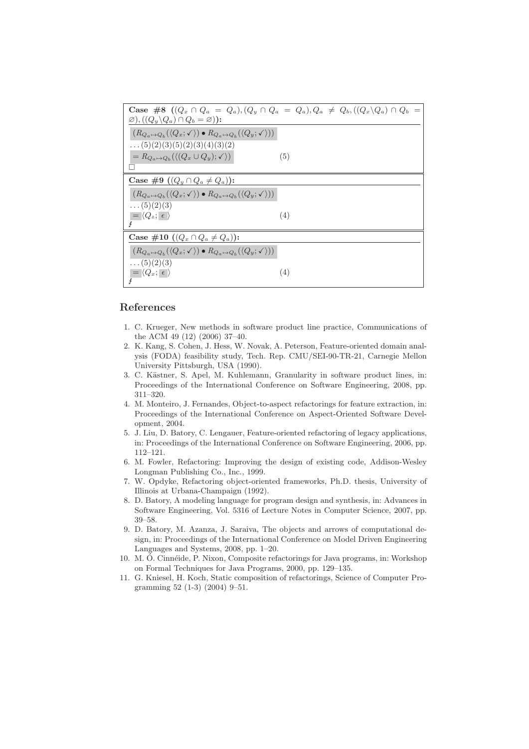**Case #8** $((Q_x \cap Q_a = Q_a), (Q_y \cap Q_a = Q_a), Q_a \neq Q_b, ((Q_x \backslash Q_a) \cap Q_b = \varnothing), ((Q_y \backslash Q_a) \cap Q_b = \varnothing))$**:**

$(R_{Q_a \mapsto Q_b}(\langle Q_x; \checkmark \rangle) \bullet R_{Q_a \mapsto Q_b}(\langle Q_y; \checkmark \rangle))$

$\ldots(5)(2)(3)(5)(2)(3)(4)(3)(2)$

$= R_{Q_a \mapsto Q_b}(\langle (Q_x \cup Q_y); \checkmark \rangle)$ (5)

□

**Case #9** $((Q_y \cap Q_a \neq Q_a))$**:**

$(R_{Q_a \mapsto Q_b}(\langle Q_x; \checkmark \rangle) \bullet R_{Q_a \mapsto Q_b}(\langle Q_y; \checkmark \rangle))$

$\ldots(5)(2)(3)$

$= \langle Q_z; \epsilon \rangle$ (4)

↯

**Case #10** $((Q_x \cap Q_a \neq Q_a))$**:**

$(R_{Q_a \mapsto Q_b}(\langle Q_x; \checkmark \rangle) \bullet R_{Q_a \mapsto Q_b}(\langle Q_y; \checkmark \rangle))$

$\ldots(5)(2)(3)$

$= \langle Q_x; \epsilon \rangle$ (4)

↯

## References

1. C. Krueger, New methods in software product line practice, Communications of the ACM 49 (12) (2006) 37–40.
2. K. Kang, S. Cohen, J. Hess, W. Novak, A. Peterson, Feature-oriented domain analysis (FODA) feasibility study, Tech. Rep. CMU/SEI-90-TR-21, Carnegie Mellon University Pittsburgh, USA (1990).
3. C. Kästner, S. Apel, M. Kuhlemann, Granularity in software product lines, in: Proceedings of the International Conference on Software Engineering, 2008, pp. 311–320.
4. M. Monteiro, J. Fernandes, Object-to-aspect refactorings for feature extraction, in: Proceedings of the International Conference on Aspect-Oriented Software Development, 2004.
5. J. Liu, D. Batory, C. Lengauer, Feature-oriented refactoring of legacy applications, in: Proceedings of the International Conference on Software Engineering, 2006, pp. 112–121.
6. M. Fowler, Refactoring: Improving the design of existing code, Addison-Wesley Longman Publishing Co., Inc., 1999.
7. W. Opdyke, Refactoring object-oriented frameworks, Ph.D. thesis, University of Illinois at Urbana-Champaign (1992).
8. D. Batory, A modeling language for program design and synthesis, in: Advances in Software Engineering, Vol. 5316 of Lecture Notes in Computer Science, 2007, pp. 39–58.
9. D. Batory, M. Azanza, J. Saraiva, The objects and arrows of computational design, in: Proceedings of the International Conference on Model Driven Engineering Languages and Systems, 2008, pp. 1–20.
10. M. Ó. Cinnéide, P. Nixon, Composite refactorings for Java programs, in: Workshop on Formal Techniques for Java Programs, 2000, pp. 129–135.
11. G. Kniesel, H. Koch, Static composition of refactorings, Science of Computer Programming 52 (1-3) (2004) 9–51.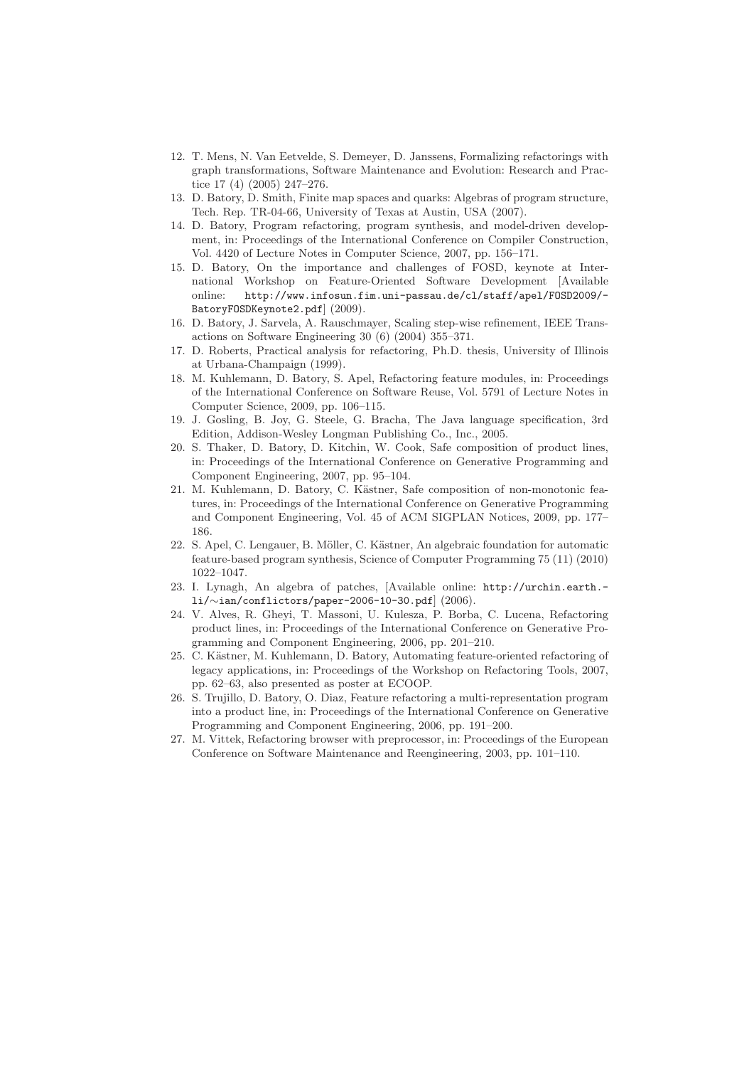12. T. Mens, N. Van Eetvelde, S. Demeyer, D. Janssens, Formalizing refactorings with graph transformations, Software Maintenance and Evolution: Research and Practice 17 (4) (2005) 247–276.
13. D. Batory, D. Smith, Finite map spaces and quarks: Algebras of program structure, Tech. Rep. TR-04-66, University of Texas at Austin, USA (2007).
14. D. Batory, Program refactoring, program synthesis, and model-driven development, in: Proceedings of the International Conference on Compiler Construction, Vol. 4420 of Lecture Notes in Computer Science, 2007, pp. 156–171.
15. D. Batory, On the importance and challenges of FOSD, keynote at International Workshop on Feature-Oriented Software Development [Available online: http://www.infosun.fim.uni-passau.de/cl/staff/apel/FOSD2009/BatoryFOSDKeynote2.pdf] (2009).
16. D. Batory, J. Sarvela, A. Rauschmayer, Scaling step-wise refinement, IEEE Transactions on Software Engineering 30 (6) (2004) 355–371.
17. D. Roberts, Practical analysis for refactoring, Ph.D. thesis, University of Illinois at Urbana-Champaign (1999).
18. M. Kuhlemann, D. Batory, S. Apel, Refactoring feature modules, in: Proceedings of the International Conference on Software Reuse, Vol. 5791 of Lecture Notes in Computer Science, 2009, pp. 106–115.
19. J. Gosling, B. Joy, G. Steele, G. Bracha, The Java language specification, 3rd Edition, Addison-Wesley Longman Publishing Co., Inc., 2005.
20. S. Thaker, D. Batory, D. Kitchin, W. Cook, Safe composition of product lines, in: Proceedings of the International Conference on Generative Programming and Component Engineering, 2007, pp. 95–104.
21. M. Kuhlemann, D. Batory, C. Kästner, Safe composition of non-monotonic features, in: Proceedings of the International Conference on Generative Programming and Component Engineering, Vol. 45 of ACM SIGPLAN Notices, 2009, pp. 177–186.
22. S. Apel, C. Lengauer, B. Möller, C. Kästner, An algebraic foundation for automatic feature-based program synthesis, Science of Computer Programming 75 (11) (2010) 1022–1047.
23. I. Lynagh, An algebra of patches, [Available online: http://urchin.earth.li/∼ian/conflictors/paper-2006-10-30.pdf] (2006).
24. V. Alves, R. Gheyi, T. Massoni, U. Kulesza, P. Borba, C. Lucena, Refactoring product lines, in: Proceedings of the International Conference on Generative Programming and Component Engineering, 2006, pp. 201–210.
25. C. Kästner, M. Kuhlemann, D. Batory, Automating feature-oriented refactoring of legacy applications, in: Proceedings of the Workshop on Refactoring Tools, 2007, pp. 62–63, also presented as poster at ECOOP.
26. S. Trujillo, D. Batory, O. Diaz, Feature refactoring a multi-representation program into a product line, in: Proceedings of the International Conference on Generative Programming and Component Engineering, 2006, pp. 191–200.
27. M. Vittek, Refactoring browser with preprocessor, in: Proceedings of the European Conference on Software Maintenance and Reengineering, 2003, pp. 101–110.